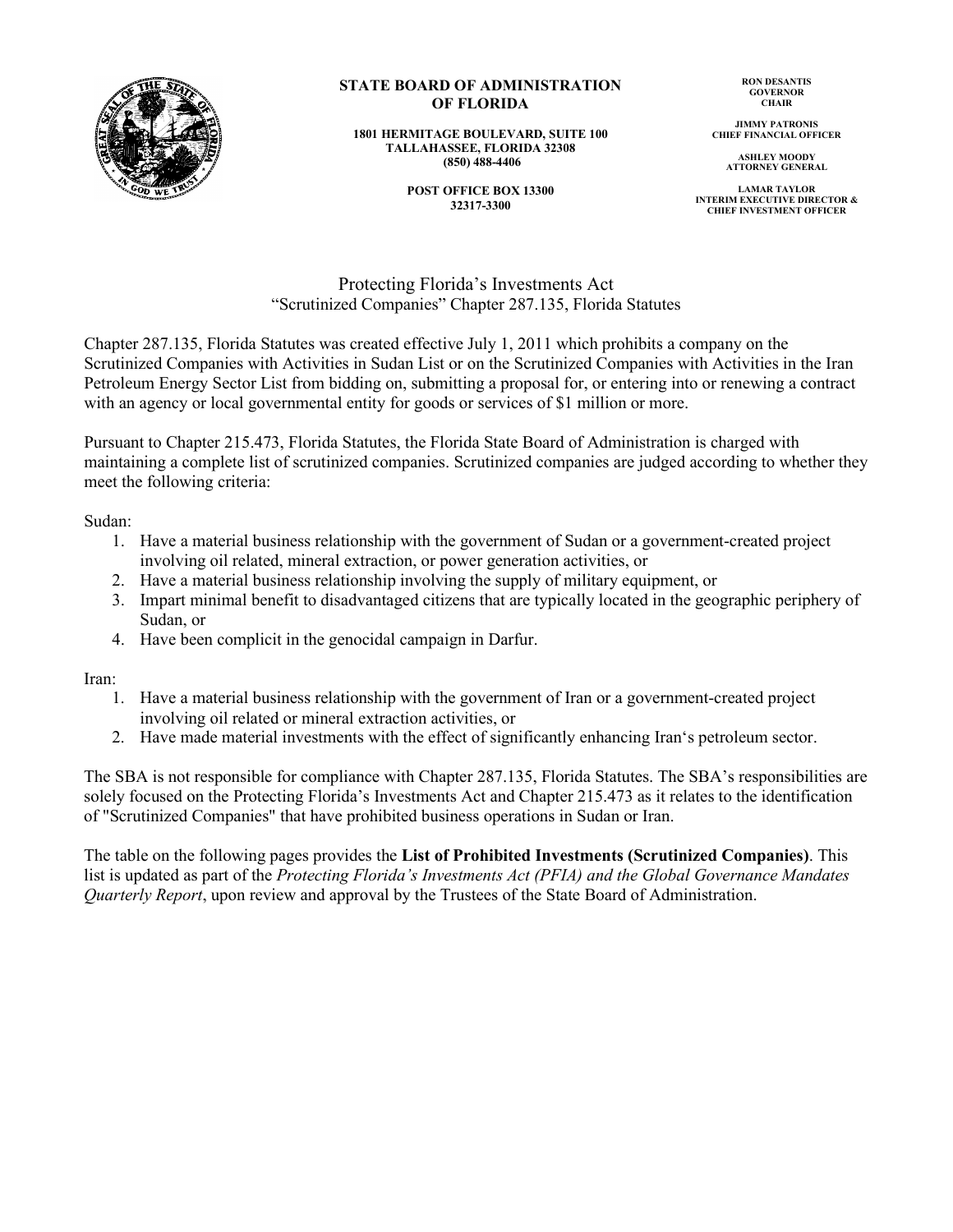**STATE BOARD OF ADMINISTRATION OF FLORIDA**

**1801 HERMITAGE BOULEVARD, SUITE 100**
**TALLAHASSEE, FLORIDA 32308**
**(850) 488-4406**

**POST OFFICE BOX 13300**
**32317-3300**

**RON DESANTIS**
**GOVERNOR**
**CHAIR**

**JIMMY PATRONIS**
**CHIEF FINANCIAL OFFICER**

**ASHLEY MOODY**
**ATTORNEY GENERAL**

**LAMAR TAYLOR**
**INTERIM EXECUTIVE DIRECTOR & CHIEF INVESTMENT OFFICER**

# Protecting Florida's Investments Act
## "Scrutinized Companies" Chapter 287.135, Florida Statutes

Chapter 287.135, Florida Statutes was created effective July 1, 2011 which prohibits a company on the Scrutinized Companies with Activities in Sudan List or on the Scrutinized Companies with Activities in the Iran Petroleum Energy Sector List from bidding on, submitting a proposal for, or entering into or renewing a contract with an agency or local governmental entity for goods or services of $1 million or more.

Pursuant to Chapter 215.473, Florida Statutes, the Florida State Board of Administration is charged with maintaining a complete list of scrutinized companies. Scrutinized companies are judged according to whether they meet the following criteria:

Sudan:

1. Have a material business relationship with the government of Sudan or a government-created project involving oil related, mineral extraction, or power generation activities, or
2. Have a material business relationship involving the supply of military equipment, or
3. Impart minimal benefit to disadvantaged citizens that are typically located in the geographic periphery of Sudan, or
4. Have been complicit in the genocidal campaign in Darfur.

Iran:

1. Have a material business relationship with the government of Iran or a government-created project involving oil related or mineral extraction activities, or
2. Have made material investments with the effect of significantly enhancing Iran's petroleum sector.

The SBA is not responsible for compliance with Chapter 287.135, Florida Statutes. The SBA's responsibilities are solely focused on the Protecting Florida's Investments Act and Chapter 215.473 as it relates to the identification of "Scrutinized Companies" that have prohibited business operations in Sudan or Iran.

The table on the following pages provides the **List of Prohibited Investments (Scrutinized Companies)**. This list is updated as part of the *Protecting Florida's Investments Act (PFIA) and the Global Governance Mandates Quarterly Report*, upon review and approval by the Trustees of the State Board of Administration.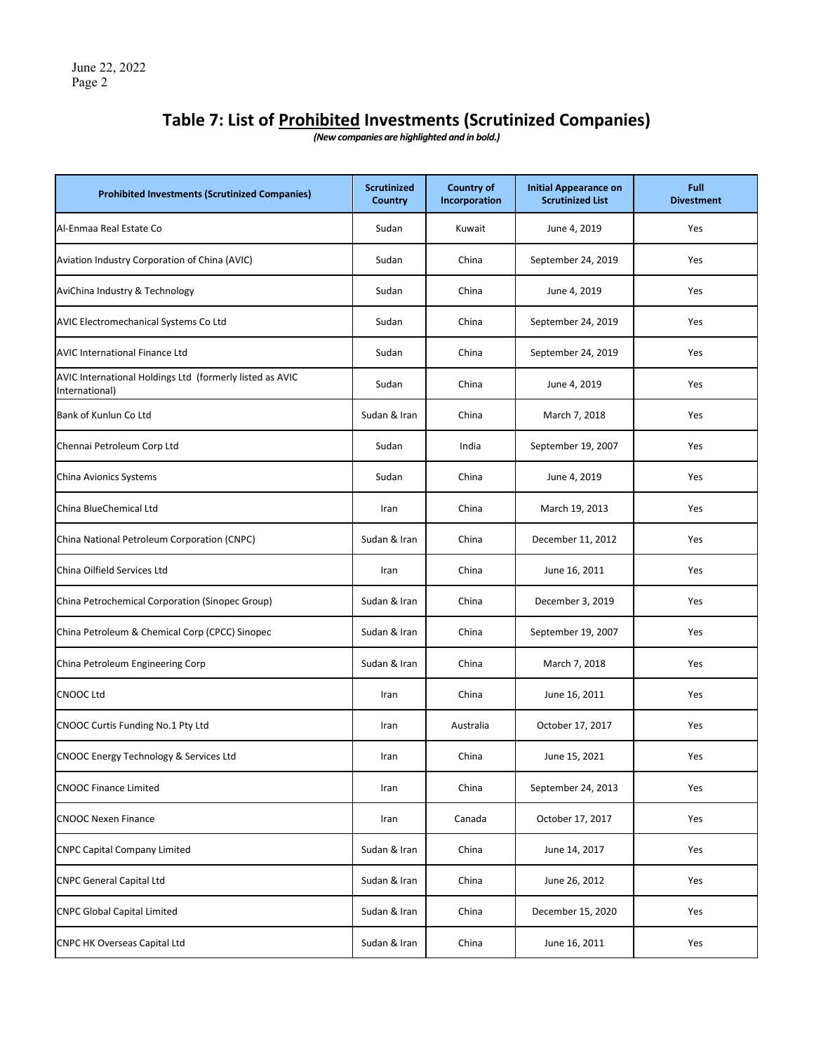# Table 7: List of Prohibited Investments (Scrutinized Companies)

*(New companies are highlighted and in bold.)*

| Prohibited Investments (Scrutinized Companies) | Scrutinized Country | Country of Incorporation | Initial Appearance on Scrutinized List | Full Divestment |
|---|---|---|---|---|
| Al-Enmaa Real Estate Co | Sudan | Kuwait | June 4, 2019 | Yes |
| Aviation Industry Corporation of China (AVIC) | Sudan | China | September 24, 2019 | Yes |
| AviChina Industry & Technology | Sudan | China | June 4, 2019 | Yes |
| AVIC Electromechanical Systems Co Ltd | Sudan | China | September 24, 2019 | Yes |
| AVIC International Finance Ltd | Sudan | China | September 24, 2019 | Yes |
| AVIC International Holdings Ltd (formerly listed as AVIC International) | Sudan | China | June 4, 2019 | Yes |
| Bank of Kunlun Co Ltd | Sudan & Iran | China | March 7, 2018 | Yes |
| Chennai Petroleum Corp Ltd | Sudan | India | September 19, 2007 | Yes |
| China Avionics Systems | Sudan | China | June 4, 2019 | Yes |
| China BlueChemical Ltd | Iran | China | March 19, 2013 | Yes |
| China National Petroleum Corporation (CNPC) | Sudan & Iran | China | December 11, 2012 | Yes |
| China Oilfield Services Ltd | Iran | China | June 16, 2011 | Yes |
| China Petrochemical Corporation (Sinopec Group) | Sudan & Iran | China | December 3, 2019 | Yes |
| China Petroleum & Chemical Corp (CPCC) Sinopec | Sudan & Iran | China | September 19, 2007 | Yes |
| China Petroleum Engineering Corp | Sudan & Iran | China | March 7, 2018 | Yes |
| CNOOC Ltd | Iran | China | June 16, 2011 | Yes |
| CNOOC Curtis Funding No.1 Pty Ltd | Iran | Australia | October 17, 2017 | Yes |
| CNOOC Energy Technology & Services Ltd | Iran | China | June 15, 2021 | Yes |
| CNOOC Finance Limited | Iran | China | September 24, 2013 | Yes |
| CNOOC Nexen Finance | Iran | Canada | October 17, 2017 | Yes |
| CNPC Capital Company Limited | Sudan & Iran | China | June 14, 2017 | Yes |
| CNPC General Capital Ltd | Sudan & Iran | China | June 26, 2012 | Yes |
| CNPC Global Capital Limited | Sudan & Iran | China | December 15, 2020 | Yes |
| CNPC HK Overseas Capital Ltd | Sudan & Iran | China | June 16, 2011 | Yes |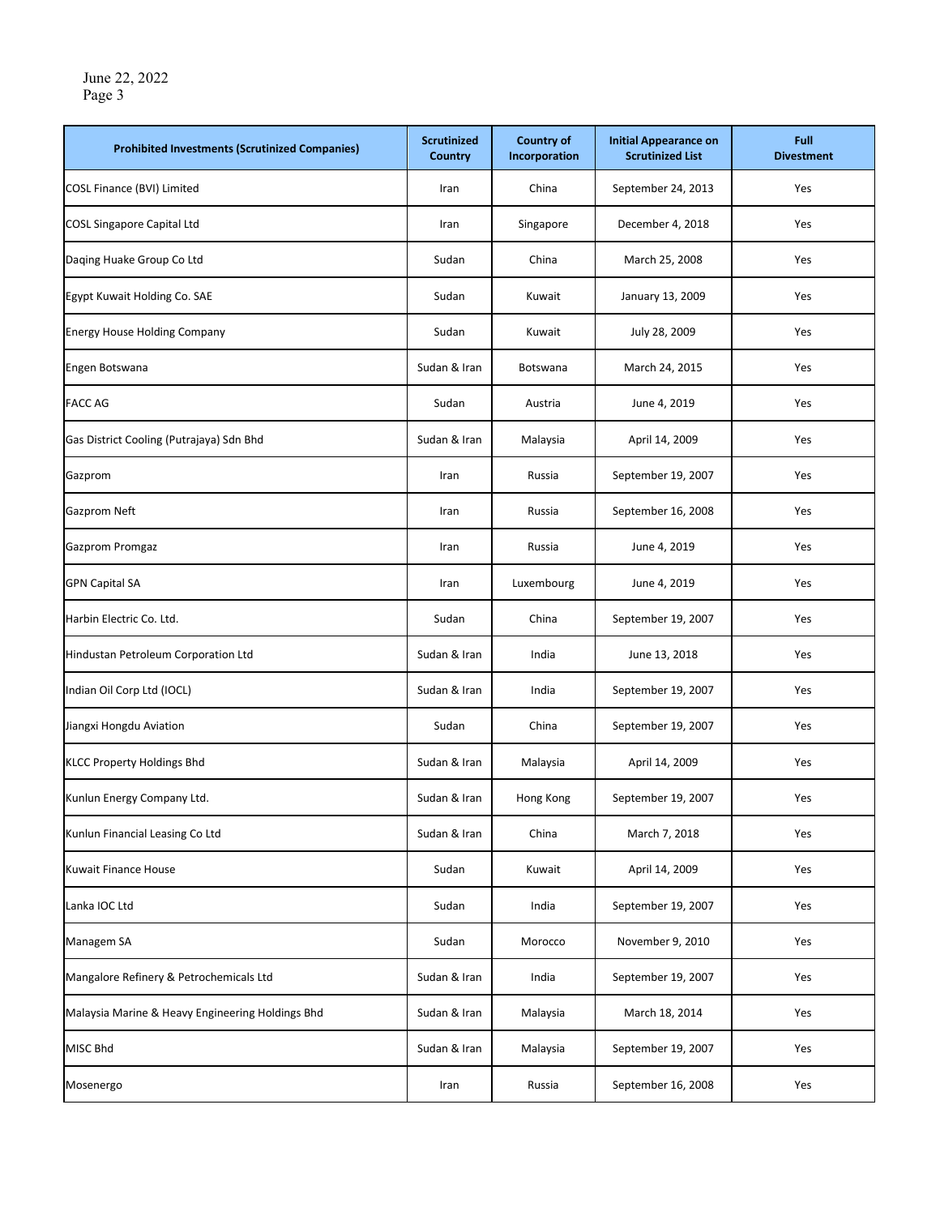| Prohibited Investments (Scrutinized Companies) | Scrutinized Country | Country of Incorporation | Initial Appearance on Scrutinized List | Full Divestment |
|---|---|---|---|---|
| COSL Finance (BVI) Limited | Iran | China | September 24, 2013 | Yes |
| COSL Singapore Capital Ltd | Iran | Singapore | December 4, 2018 | Yes |
| Daqing Huake Group Co Ltd | Sudan | China | March 25, 2008 | Yes |
| Egypt Kuwait Holding Co. SAE | Sudan | Kuwait | January 13, 2009 | Yes |
| Energy House Holding Company | Sudan | Kuwait | July 28, 2009 | Yes |
| Engen Botswana | Sudan & Iran | Botswana | March 24, 2015 | Yes |
| FACC AG | Sudan | Austria | June 4, 2019 | Yes |
| Gas District Cooling (Putrajaya) Sdn Bhd | Sudan & Iran | Malaysia | April 14, 2009 | Yes |
| Gazprom | Iran | Russia | September 19, 2007 | Yes |
| Gazprom Neft | Iran | Russia | September 16, 2008 | Yes |
| Gazprom Promgaz | Iran | Russia | June 4, 2019 | Yes |
| GPN Capital SA | Iran | Luxembourg | June 4, 2019 | Yes |
| Harbin Electric Co. Ltd. | Sudan | China | September 19, 2007 | Yes |
| Hindustan Petroleum Corporation Ltd | Sudan & Iran | India | June 13, 2018 | Yes |
| Indian Oil Corp Ltd (IOCL) | Sudan & Iran | India | September 19, 2007 | Yes |
| Jiangxi Hongdu Aviation | Sudan | China | September 19, 2007 | Yes |
| KLCC Property Holdings Bhd | Sudan & Iran | Malaysia | April 14, 2009 | Yes |
| Kunlun Energy Company Ltd. | Sudan & Iran | Hong Kong | September 19, 2007 | Yes |
| Kunlun Financial Leasing Co Ltd | Sudan & Iran | China | March 7, 2018 | Yes |
| Kuwait Finance House | Sudan | Kuwait | April 14, 2009 | Yes |
| Lanka IOC Ltd | Sudan | India | September 19, 2007 | Yes |
| Managem SA | Sudan | Morocco | November 9, 2010 | Yes |
| Mangalore Refinery & Petrochemicals Ltd | Sudan & Iran | India | September 19, 2007 | Yes |
| Malaysia Marine & Heavy Engineering Holdings Bhd | Sudan & Iran | Malaysia | March 18, 2014 | Yes |
| MISC Bhd | Sudan & Iran | Malaysia | September 19, 2007 | Yes |
| Mosenergo | Iran | Russia | September 16, 2008 | Yes |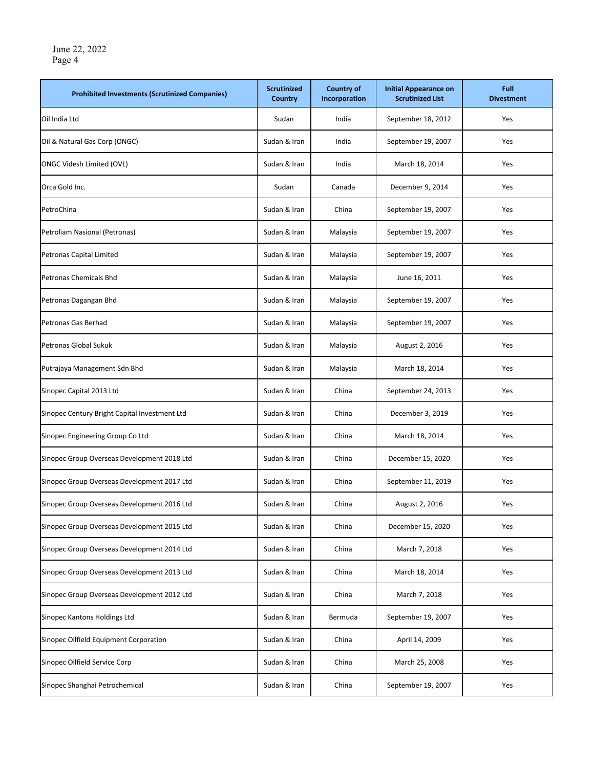| Prohibited Investments (Scrutinized Companies) | Scrutinized Country | Country of Incorporation | Initial Appearance on Scrutinized List | Full Divestment |
|---|---|---|---|---|
| Oil India Ltd | Sudan | India | September 18, 2012 | Yes |
| Oil & Natural Gas Corp (ONGC) | Sudan & Iran | India | September 19, 2007 | Yes |
| ONGC Videsh Limited (OVL) | Sudan & Iran | India | March 18, 2014 | Yes |
| Orca Gold Inc. | Sudan | Canada | December 9, 2014 | Yes |
| PetroChina | Sudan & Iran | China | September 19, 2007 | Yes |
| Petroliam Nasional (Petronas) | Sudan & Iran | Malaysia | September 19, 2007 | Yes |
| Petronas Capital Limited | Sudan & Iran | Malaysia | September 19, 2007 | Yes |
| Petronas Chemicals Bhd | Sudan & Iran | Malaysia | June 16, 2011 | Yes |
| Petronas Dagangan Bhd | Sudan & Iran | Malaysia | September 19, 2007 | Yes |
| Petronas Gas Berhad | Sudan & Iran | Malaysia | September 19, 2007 | Yes |
| Petronas Global Sukuk | Sudan & Iran | Malaysia | August 2, 2016 | Yes |
| Putrajaya Management Sdn Bhd | Sudan & Iran | Malaysia | March 18, 2014 | Yes |
| Sinopec Capital 2013 Ltd | Sudan & Iran | China | September 24, 2013 | Yes |
| Sinopec Century Bright Capital Investment Ltd | Sudan & Iran | China | December 3, 2019 | Yes |
| Sinopec Engineering Group Co Ltd | Sudan & Iran | China | March 18, 2014 | Yes |
| Sinopec Group Overseas Development 2018 Ltd | Sudan & Iran | China | December 15, 2020 | Yes |
| Sinopec Group Overseas Development 2017 Ltd | Sudan & Iran | China | September 11, 2019 | Yes |
| Sinopec Group Overseas Development 2016 Ltd | Sudan & Iran | China | August 2, 2016 | Yes |
| Sinopec Group Overseas Development 2015 Ltd | Sudan & Iran | China | December 15, 2020 | Yes |
| Sinopec Group Overseas Development 2014 Ltd | Sudan & Iran | China | March 7, 2018 | Yes |
| Sinopec Group Overseas Development 2013 Ltd | Sudan & Iran | China | March 18, 2014 | Yes |
| Sinopec Group Overseas Development 2012 Ltd | Sudan & Iran | China | March 7, 2018 | Yes |
| Sinopec Kantons Holdings Ltd | Sudan & Iran | Bermuda | September 19, 2007 | Yes |
| Sinopec Oilfield Equipment Corporation | Sudan & Iran | China | April 14, 2009 | Yes |
| Sinopec Oilfield Service Corp | Sudan & Iran | China | March 25, 2008 | Yes |
| Sinopec Shanghai Petrochemical | Sudan & Iran | China | September 19, 2007 | Yes |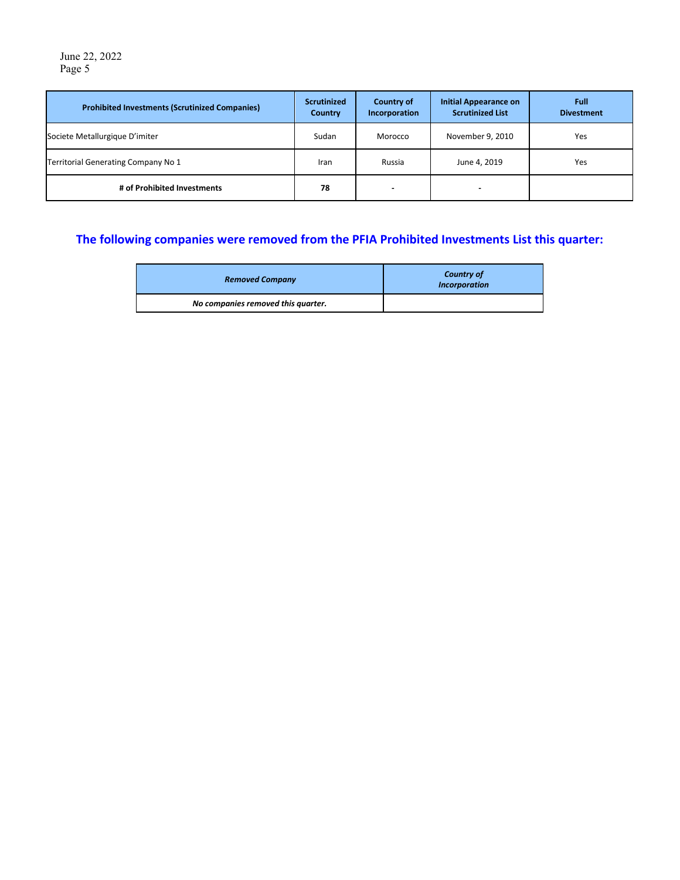| Prohibited Investments (Scrutinized Companies) | Scrutinized Country | Country of Incorporation | Initial Appearance on Scrutinized List | Full Divestment |
|---|---|---|---|---|
| Societe Metallurgique D'imiter | Sudan | Morocco | November 9, 2010 | Yes |
| Territorial Generating Company No 1 | Iran | Russia | June 4, 2019 | Yes |
| **# of Prohibited Investments** | **78** | - | - | |

## The following companies were removed from the PFIA Prohibited Investments List this quarter:

| ***Removed Company*** | ***Country of Incorporation*** |
|---|---|
| ***No companies removed this quarter.*** | |